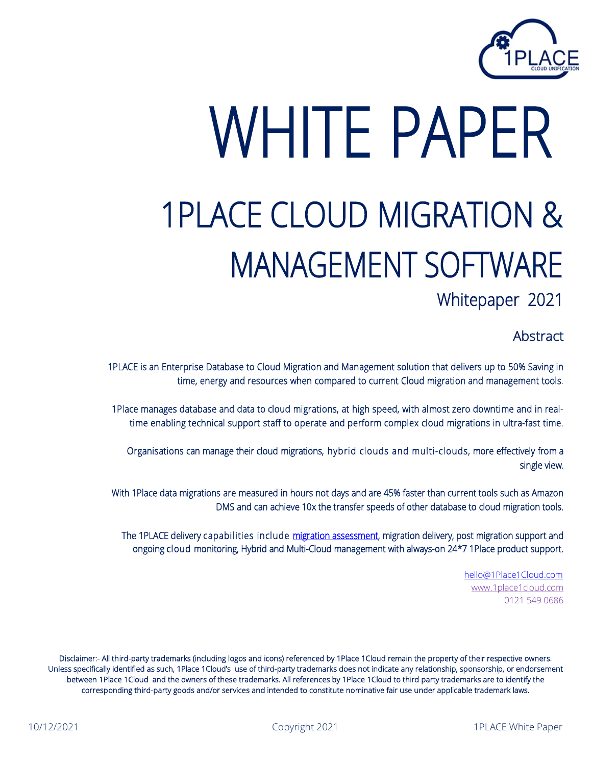# WHITE PAPER

# 1PLACE CLOUD MIGRATION & MANAGEMENT SOFTWARE

Whitepaper 2021

## Abstract

1PLACE is an Enterprise Database to Cloud Migration and Management solution that delivers up to 50% Saving in time, energy and resources when compared to current Cloud migration and management tools.

1Place manages database and data to cloud migrations, at high speed, with almost zero downtime and in real-time enabling technical support staff to operate and perform complex cloud migrations in ultra-fast time.

Organisations can manage their cloud migrations, hybrid clouds and multi-clouds, more effectively from a single view.

With 1Place data migrations are measured in hours not days and are 45% faster than current tools such as Amazon DMS and can achieve 10x the transfer speeds of other database to cloud migration tools.

The 1PLACE delivery capabilities include migration assessment, migration delivery, post migration support and ongoing cloud monitoring, Hybrid and Multi-Cloud management with always-on 24*7 1Place product support.

hello@1Place1Cloud.com
www.1place1cloud.com
0121 549 0686

Disclaimer:- All third-party trademarks (including logos and icons) referenced by 1Place 1Cloud remain the property of their respective owners. Unless specifically identified as such, 1Place 1Cloud's use of third-party trademarks does not indicate any relationship, sponsorship, or endorsement between 1Place 1Cloud and the owners of these trademarks. All references by 1Place 1Cloud to third party trademarks are to identify the corresponding third-party goods and/or services and intended to constitute nominative fair use under applicable trademark laws.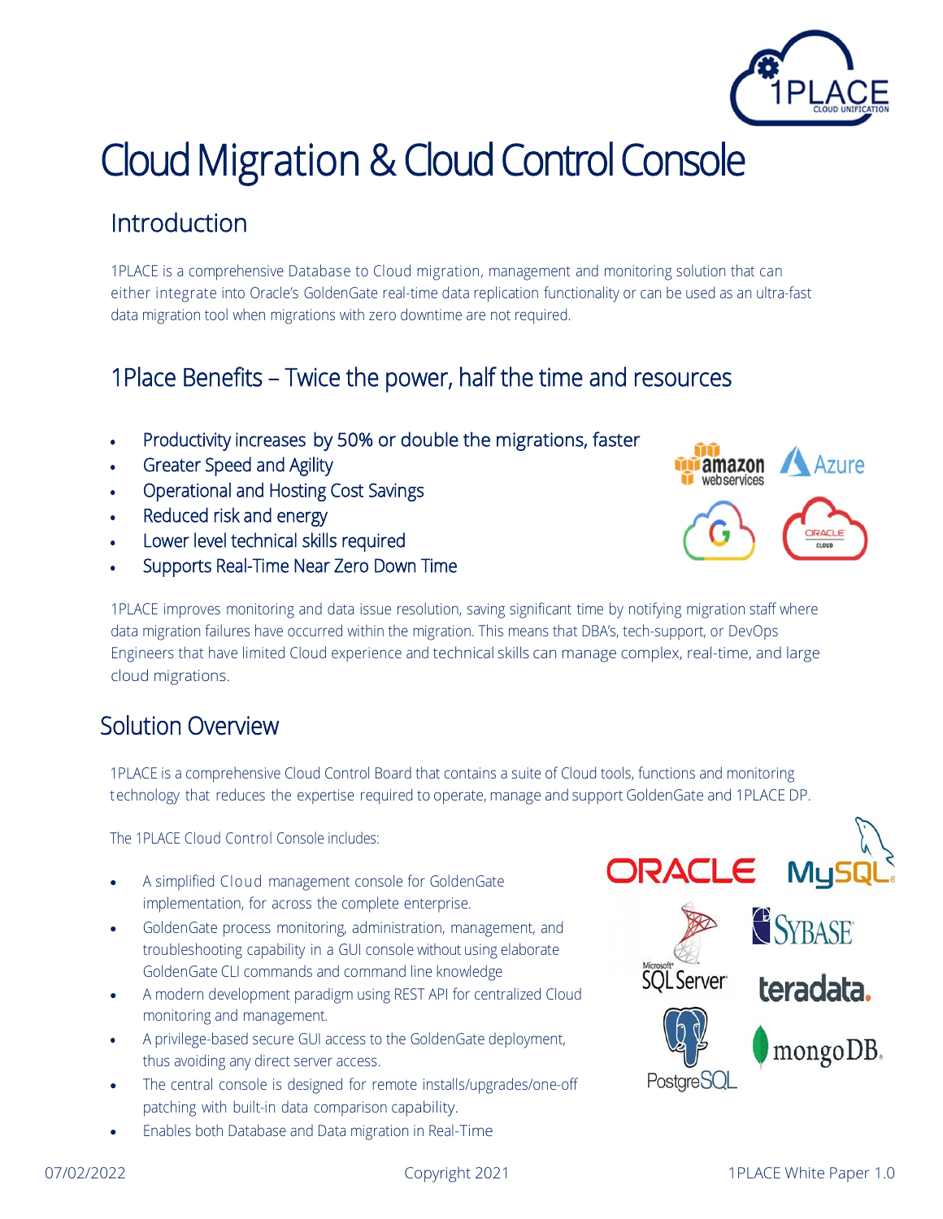# Cloud Migration & Cloud Control Console

## Introduction

1PLACE is a comprehensive Database to Cloud migration, management and monitoring solution that can either integrate into Oracle's GoldenGate real-time data replication functionality or can be used as an ultra-fast data migration tool when migrations with zero downtime are not required.

## 1Place Benefits – Twice the power, half the time and resources

- Productivity increases by 50% or double the migrations, faster
- Greater Speed and Agility
- Operational and Hosting Cost Savings
- Reduced risk and energy
- Lower level technical skills required
- Supports Real-Time Near Zero Down Time

1PLACE improves monitoring and data issue resolution, saving significant time by notifying migration staff where data migration failures have occurred within the migration. This means that DBA's, tech-support, or DevOps Engineers that have limited Cloud experience and technical skills can manage complex, real-time, and large cloud migrations.

## Solution Overview

1PLACE is a comprehensive Cloud Control Board that contains a suite of Cloud tools, functions and monitoring technology that reduces the expertise required to operate, manage and support GoldenGate and 1PLACE DP.

The 1PLACE Cloud Control Console includes:

- A simplified Cloud management console for GoldenGate implementation, for across the complete enterprise.
- GoldenGate process monitoring, administration, management, and troubleshooting capability in a GUI console without using elaborate GoldenGate CLI commands and command line knowledge
- A modern development paradigm using REST API for centralized Cloud monitoring and management.
- A privilege-based secure GUI access to the GoldenGate deployment, thus avoiding any direct server access.
- The central console is designed for remote installs/upgrades/one-off patching with built-in data comparison capability.
- Enables both Database and Data migration in Real-Time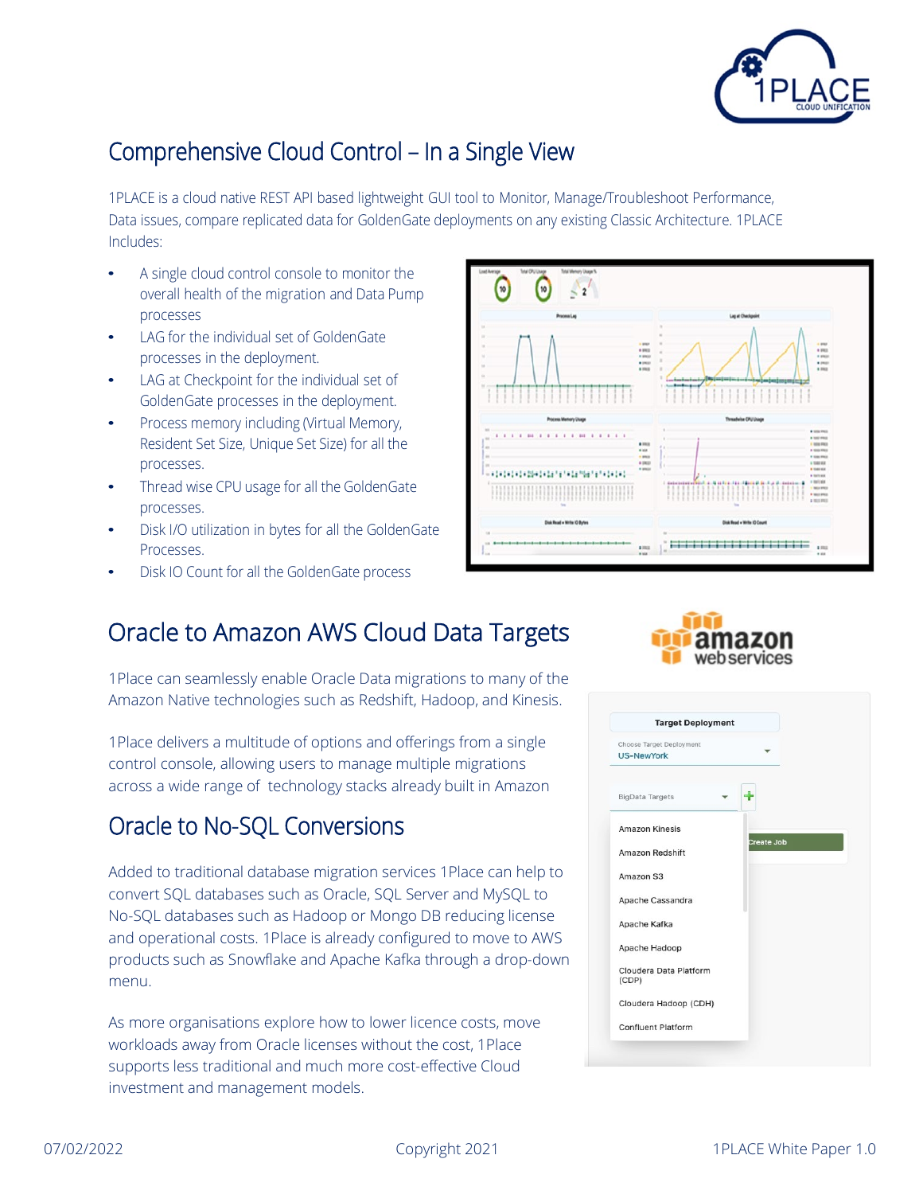## Comprehensive Cloud Control – In a Single View

1PLACE is a cloud native REST API based lightweight GUI tool to Monitor, Manage/Troubleshoot Performance, Data issues, compare replicated data for GoldenGate deployments on any existing Classic Architecture. 1PLACE Includes:

- A single cloud control console to monitor the overall health of the migration and Data Pump processes
- LAG for the individual set of GoldenGate processes in the deployment.
- LAG at Checkpoint for the individual set of GoldenGate processes in the deployment.
- Process memory including (Virtual Memory, Resident Set Size, Unique Set Size) for all the processes.
- Thread wise CPU usage for all the GoldenGate processes.
- Disk I/O utilization in bytes for all the GoldenGate Processes.
- Disk IO Count for all the GoldenGate process

## Oracle to Amazon AWS Cloud Data Targets

1Place can seamlessly enable Oracle Data migrations to many of the Amazon Native technologies such as Redshift, Hadoop, and Kinesis.

1Place delivers a multitude of options and offerings from a single control console, allowing users to manage multiple migrations across a wide range of technology stacks already built in Amazon

## Oracle to No-SQL Conversions

Added to traditional database migration services 1Place can help to convert SQL databases such as Oracle, SQL Server and MySQL to No-SQL databases such as Hadoop or Mongo DB reducing license and operational costs. 1Place is already configured to move to AWS products such as Snowflake and Apache Kafka through a drop-down menu.

As more organisations explore how to lower licence costs, move workloads away from Oracle licenses without the cost, 1Place supports less traditional and much more cost-effective Cloud investment and management models.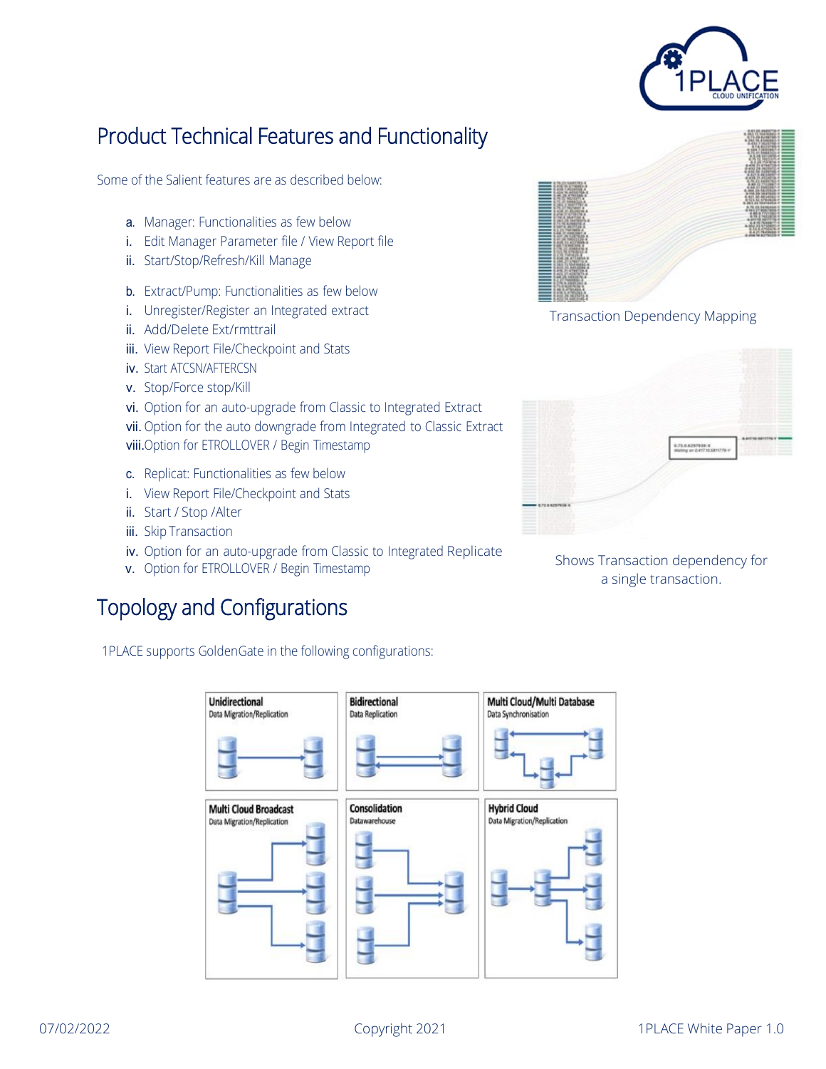## Product Technical Features and Functionality

Some of the Salient features are as described below:

a. Manager: Functionalities as few below
   i. Edit Manager Parameter file / View Report file
   ii. Start/Stop/Refresh/Kill Manage

b. Extract/Pump: Functionalities as few below
   i. Unregister/Register an Integrated extract
   ii. Add/Delete Ext/rmttrail
   iii. View Report File/Checkpoint and Stats
   iv. Start ATCSN/AFTERCSN
   v. Stop/Force stop/Kill
   vi. Option for an auto-upgrade from Classic to Integrated Extract
   vii. Option for the auto downgrade from Integrated to Classic Extract
   viii. Option for ETROLLOVER / Begin Timestamp

c. Replicat: Functionalities as few below
   i. View Report File/Checkpoint and Stats
   ii. Start / Stop /Alter
   iii. Skip Transaction
   iv. Option for an auto-upgrade from Classic to Integrated Replicate
   v. Option for ETROLLOVER / Begin Timestamp

Transaction Dependency Mapping

Shows Transaction dependency for a single transaction.

## Topology and Configurations

1PLACE supports GoldenGate in the following configurations:

| Unidirectional | Bidirectional | Multi Cloud/Multi Database |
| --- | --- | --- |
| Data Migration/Replication | Data Replication | Data Synchronisation |

| Multi Cloud Broadcast | Consolidation | Hybrid Cloud |
| --- | --- | --- |
| Data Migration/Replication | Datawarehouse | Data Migration/Replication |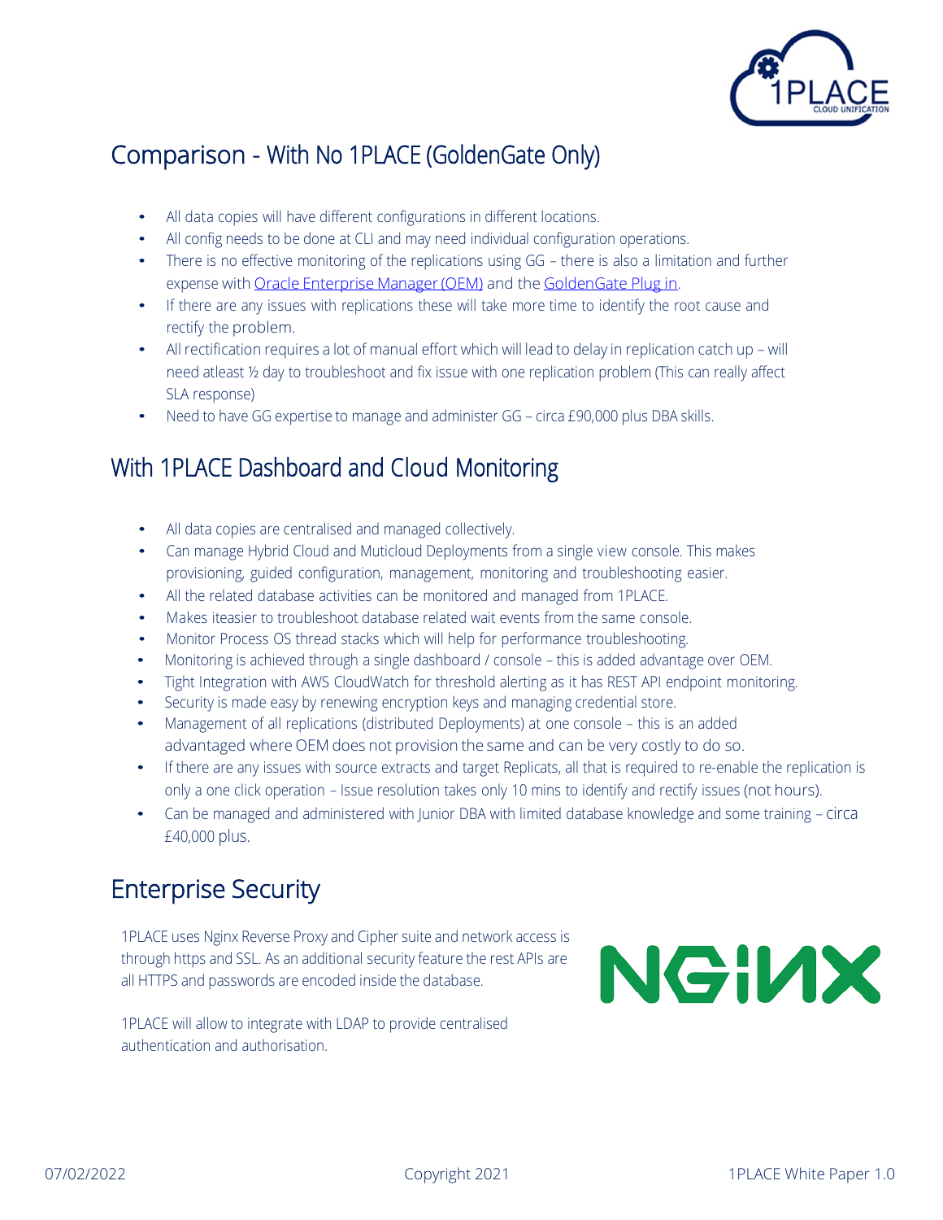## Comparison - With No 1PLACE (GoldenGate Only)

- All data copies will have different configurations in different locations.
- All config needs to be done at CLI and may need individual configuration operations.
- There is no effective monitoring of the replications using GG – there is also a limitation and further expense with [Oracle Enterprise Manager (OEM)]() and the [GoldenGate Plug in]().
- If there are any issues with replications these will take more time to identify the root cause and rectify the problem.
- All rectification requires a lot of manual effort which will lead to delay in replication catch up – will need atleast ½ day to troubleshoot and fix issue with one replication problem (This can really affect SLA response)
- Need to have GG expertise to manage and administer GG – circa £90,000 plus DBA skills.

## With 1PLACE Dashboard and Cloud Monitoring

- All data copies are centralised and managed collectively.
- Can manage Hybrid Cloud and Muticloud Deployments from a single view console. This makes provisioning, guided configuration, management, monitoring and troubleshooting easier.
- All the related database activities can be monitored and managed from 1PLACE.
- Makes iteasier to troubleshoot database related wait events from the same console.
- Monitor Process OS thread stacks which will help for performance troubleshooting.
- Monitoring is achieved through a single dashboard / console – this is added advantage over OEM.
- Tight Integration with AWS CloudWatch for threshold alerting as it has REST API endpoint monitoring.
- Security is made easy by renewing encryption keys and managing credential store.
- Management of all replications (distributed Deployments) at one console – this is an added advantaged where OEM does not provision the same and can be very costly to do so.
- If there are any issues with source extracts and target Replicats, all that is required to re-enable the replication is only a one click operation – Issue resolution takes only 10 mins to identify and rectify issues (not hours).
- Can be managed and administered with Junior DBA with limited database knowledge and some training – circa £40,000 plus.

## Enterprise Security

1PLACE uses Nginx Reverse Proxy and Cipher suite and network access is through https and SSL. As an additional security feature the rest APIs are all HTTPS and passwords are encoded inside the database.

1PLACE will allow to integrate with LDAP to provide centralised authentication and authorisation.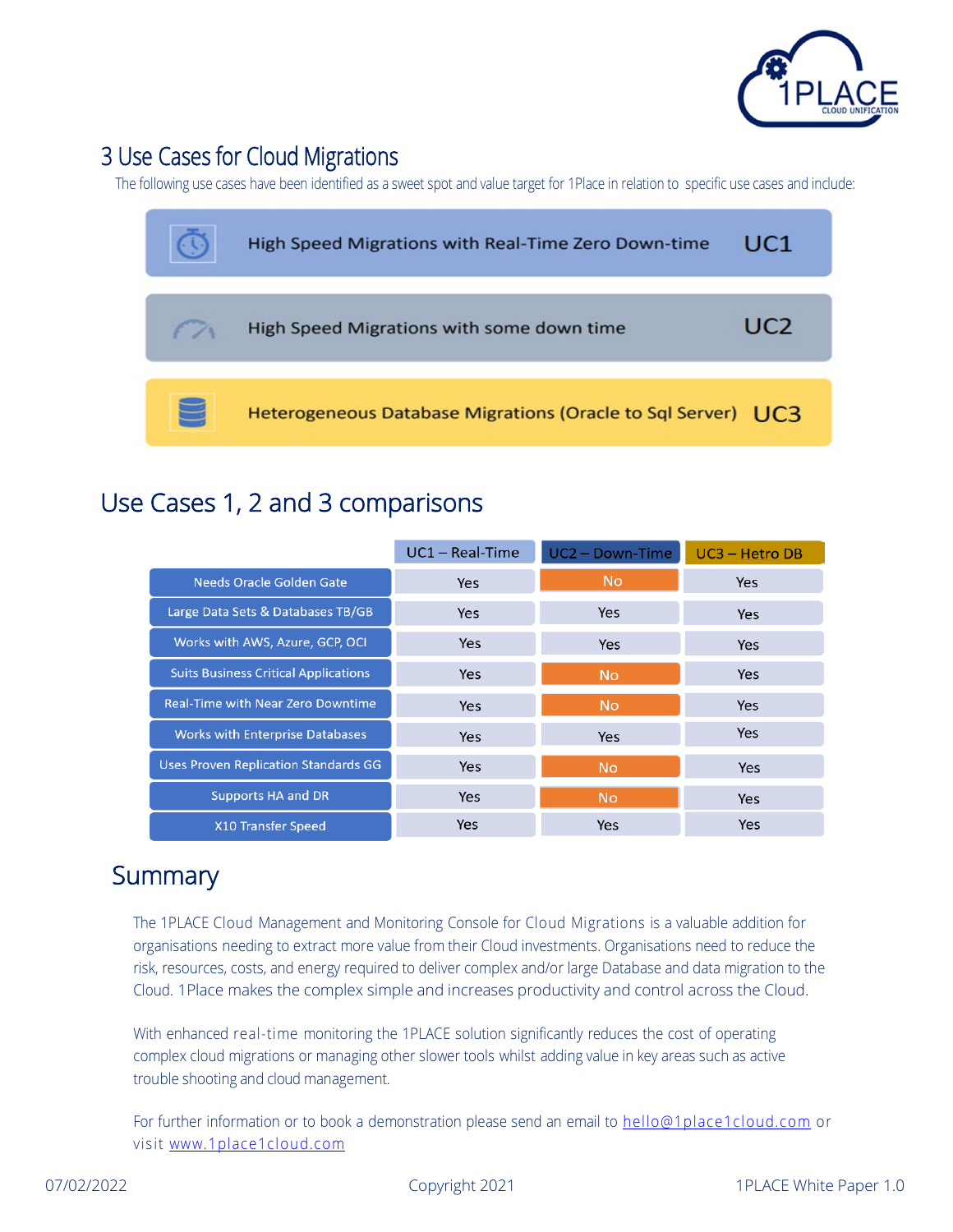## 3 Use Cases for Cloud Migrations

The following use cases have been identified as a sweet spot and value target for 1Place in relation to specific use cases and include:

| | |
|---|---|
| High Speed Migrations with Real-Time Zero Down-time | UC1 |
| High Speed Migrations with some down time | UC2 |
| Heterogeneous Database Migrations (Oracle to Sql Server) | UC3 |

## Use Cases 1, 2 and 3 comparisons

| | UC1 – Real-Time | UC2 – Down-Time | UC3 – Hetro DB |
|---|---|---|---|
| Needs Oracle Golden Gate | Yes | No | Yes |
| Large Data Sets & Databases TB/GB | Yes | Yes | Yes |
| Works with AWS, Azure, GCP, OCI | Yes | Yes | Yes |
| Suits Business Critical Applications | Yes | No | Yes |
| Real-Time with Near Zero Downtime | Yes | No | Yes |
| Works with Enterprise Databases | Yes | Yes | Yes |
| Uses Proven Replication Standards GG | Yes | No | Yes |
| Supports HA and DR | Yes | No | Yes |
| X10 Transfer Speed | Yes | Yes | Yes |

## Summary

The 1PLACE Cloud Management and Monitoring Console for Cloud Migrations is a valuable addition for organisations needing to extract more value from their Cloud investments. Organisations need to reduce the risk, resources, costs, and energy required to deliver complex and/or large Database and data migration to the Cloud. 1Place makes the complex simple and increases productivity and control across the Cloud.

With enhanced real-time monitoring the 1PLACE solution significantly reduces the cost of operating complex cloud migrations or managing other slower tools whilst adding value in key areas such as active trouble shooting and cloud management.

For further information or to book a demonstration please send an email to hello@1place1cloud.com or visit www.1place1cloud.com

07/02/2022 Copyright 2021 1PLACE White Paper 1.0